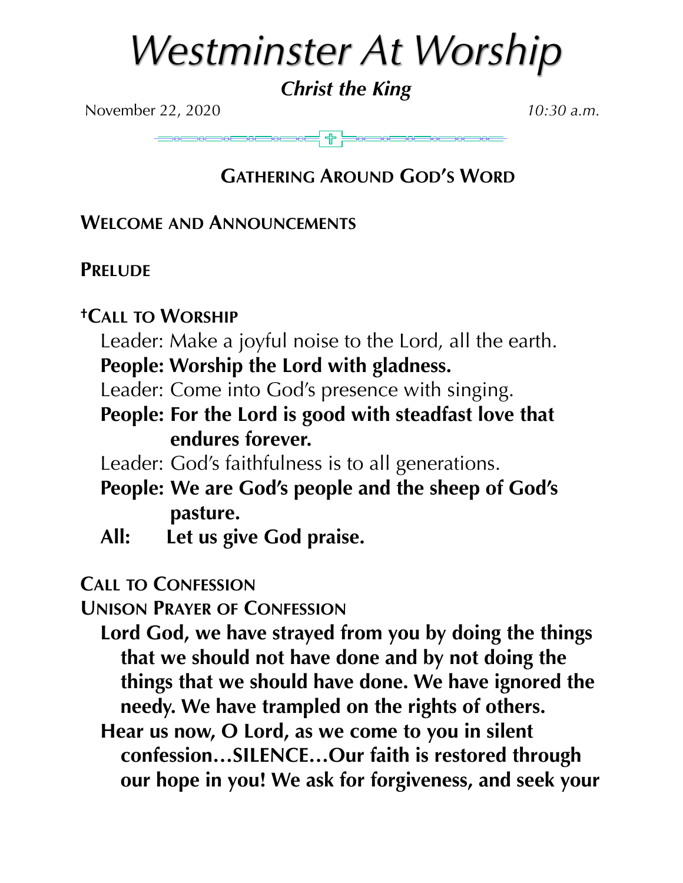# *Westminster At Worship*

***Christ the King***

November 22, 2020 *10:30 a.m.*

## GATHERING AROUND GOD'S WORD

**WELCOME AND ANNOUNCEMENTS**

**PRELUDE**

**†CALL TO WORSHIP**

Leader: Make a joyful noise to the Lord, all the earth.

**People: Worship the Lord with gladness.**

Leader: Come into God's presence with singing.

**People: For the Lord is good with steadfast love that endures forever.**

Leader: God's faithfulness is to all generations.

**People: We are God's people and the sheep of God's pasture.**

**All: Let us give God praise.**

**CALL TO CONFESSION**

**UNISON PRAYER OF CONFESSION**

**Lord God, we have strayed from you by doing the things that we should not have done and by not doing the things that we should have done. We have ignored the needy. We have trampled on the rights of others.**

**Hear us now, O Lord, as we come to you in silent confession…SILENCE…Our faith is restored through our hope in you! We ask for forgiveness, and seek your**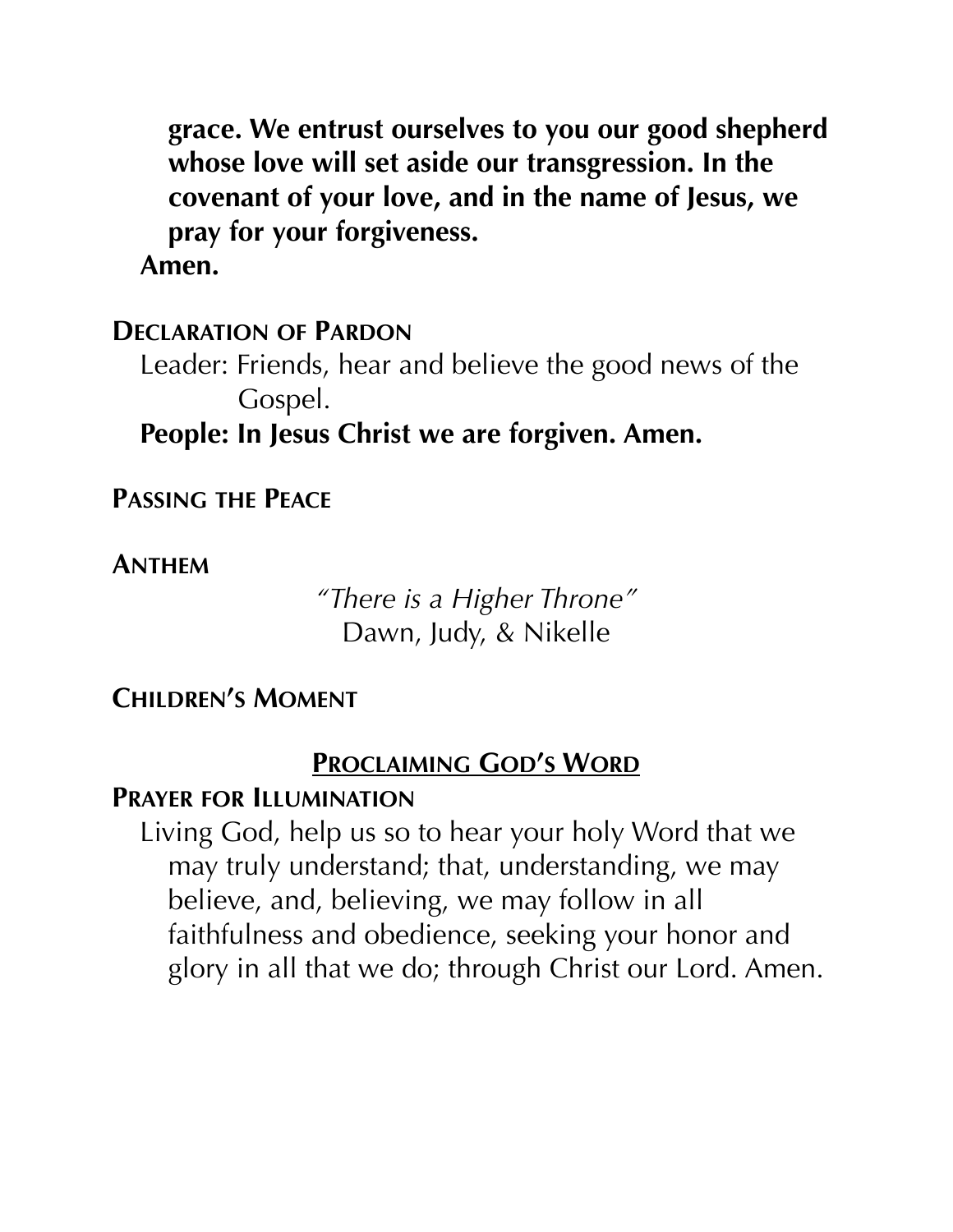**grace. We entrust ourselves to you our good shepherd whose love will set aside our transgression. In the covenant of your love, and in the name of Jesus, we pray for your forgiveness.**
**Amen.**

**DECLARATION OF PARDON**

Leader: Friends, hear and believe the good news of the Gospel.
**People: In Jesus Christ we are forgiven. Amen.**

**PASSING THE PEACE**

**ANTHEM**

*"There is a Higher Throne"*
Dawn, Judy, & Nikelle

**CHILDREN'S MOMENT**

## PROCLAIMING GOD'S WORD

**PRAYER FOR ILLUMINATION**

Living God, help us so to hear your holy Word that we may truly understand; that, understanding, we may believe, and, believing, we may follow in all faithfulness and obedience, seeking your honor and glory in all that we do; through Christ our Lord. Amen.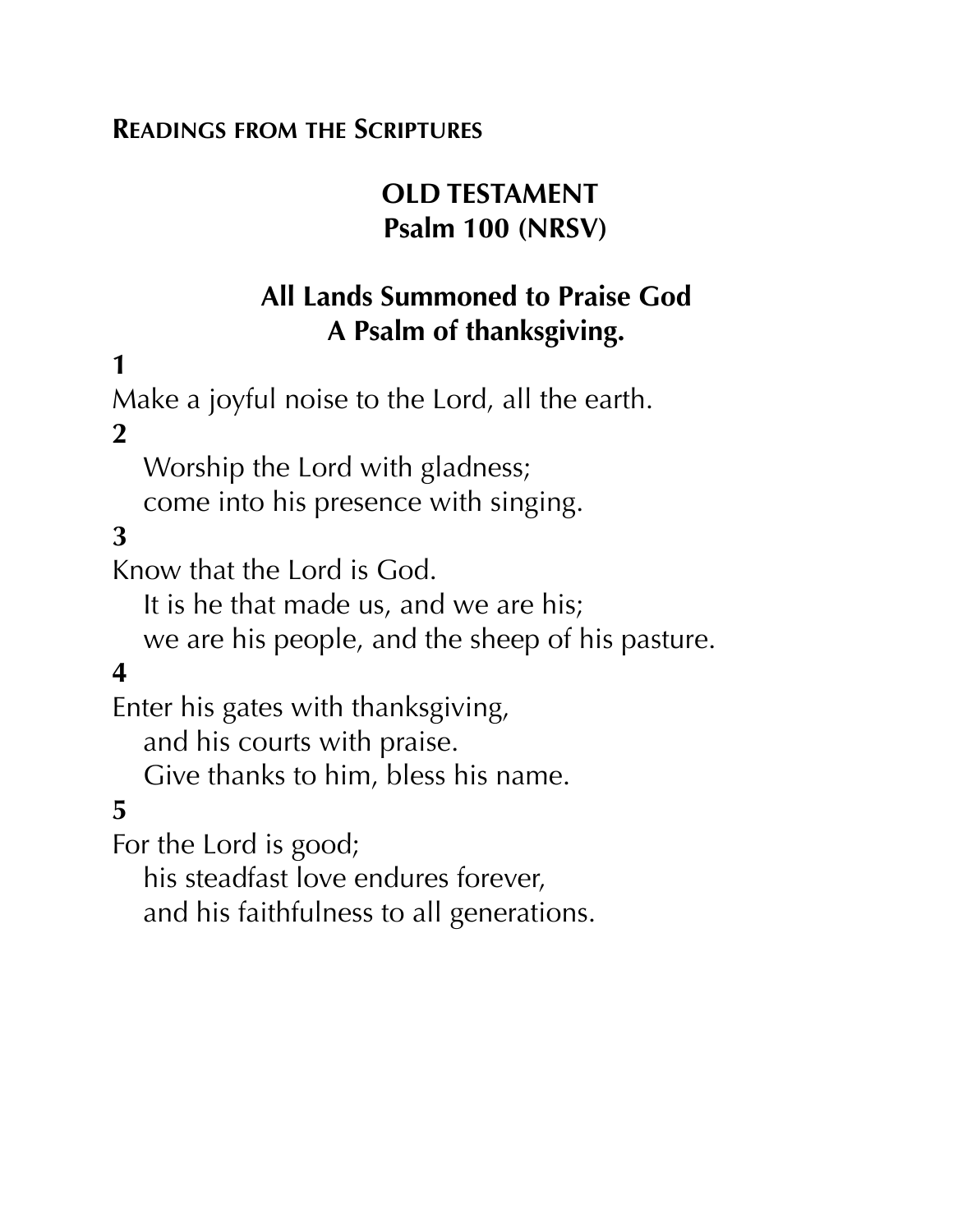**READINGS FROM THE SCRIPTURES**

## OLD TESTAMENT
## Psalm 100 (NRSV)

### All Lands Summoned to Praise God
### A Psalm of thanksgiving.

**1**

Make a joyful noise to the Lord, all the earth.

**2**

Worship the Lord with gladness;
come into his presence with singing.

**3**

Know that the Lord is God.
It is he that made us, and we are his;
we are his people, and the sheep of his pasture.

**4**

Enter his gates with thanksgiving,
and his courts with praise.
Give thanks to him, bless his name.

**5**

For the Lord is good;
his steadfast love endures forever,
and his faithfulness to all generations.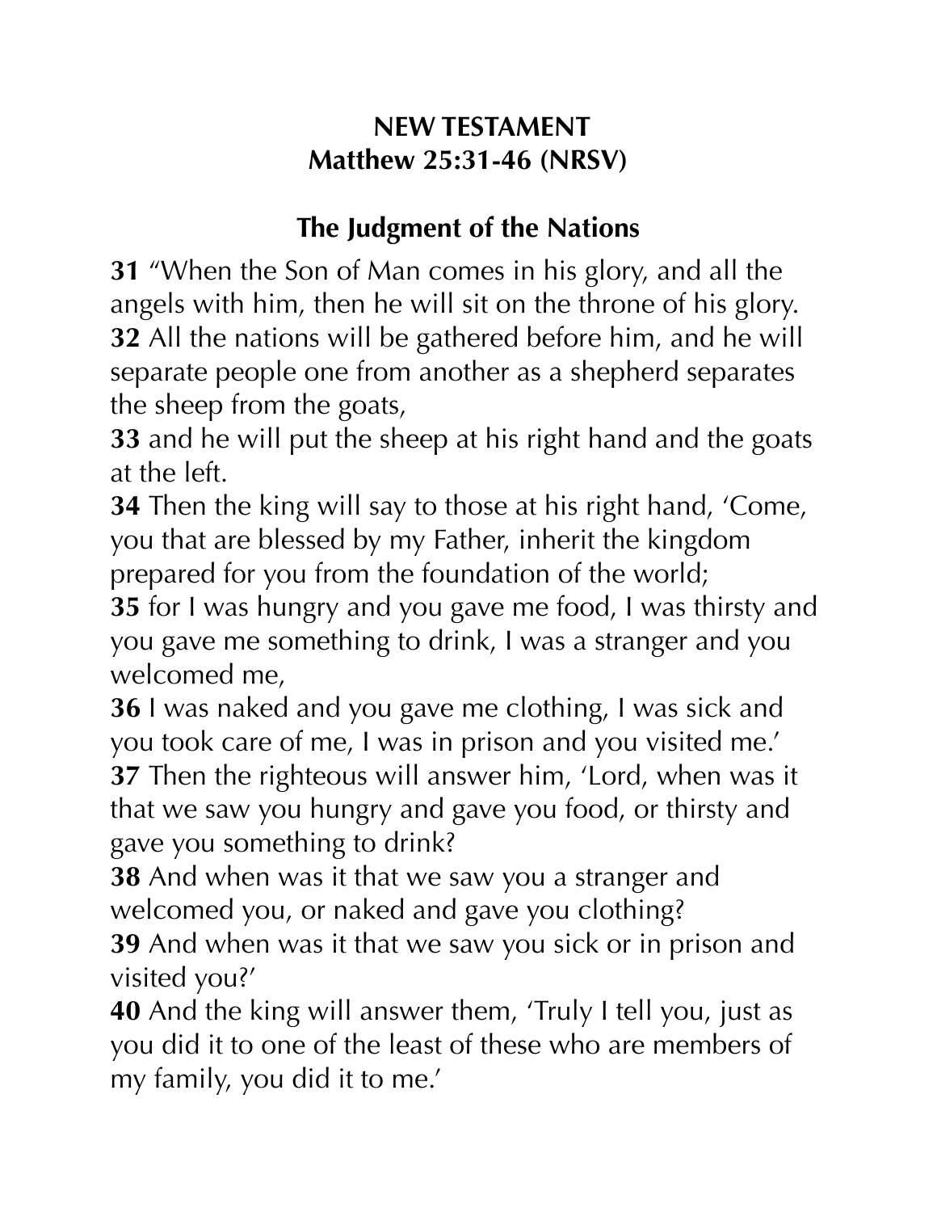**NEW TESTAMENT**
**Matthew 25:31-46 (NRSV)**

## The Judgment of the Nations

**31** "When the Son of Man comes in his glory, and all the angels with him, then he will sit on the throne of his glory.
**32** All the nations will be gathered before him, and he will separate people one from another as a shepherd separates the sheep from the goats,
**33** and he will put the sheep at his right hand and the goats at the left.
**34** Then the king will say to those at his right hand, 'Come, you that are blessed by my Father, inherit the kingdom prepared for you from the foundation of the world;
**35** for I was hungry and you gave me food, I was thirsty and you gave me something to drink, I was a stranger and you welcomed me,
**36** I was naked and you gave me clothing, I was sick and you took care of me, I was in prison and you visited me.'
**37** Then the righteous will answer him, 'Lord, when was it that we saw you hungry and gave you food, or thirsty and gave you something to drink?
**38** And when was it that we saw you a stranger and welcomed you, or naked and gave you clothing?
**39** And when was it that we saw you sick or in prison and visited you?'
**40** And the king will answer them, 'Truly I tell you, just as you did it to one of the least of these who are members of my family, you did it to me.'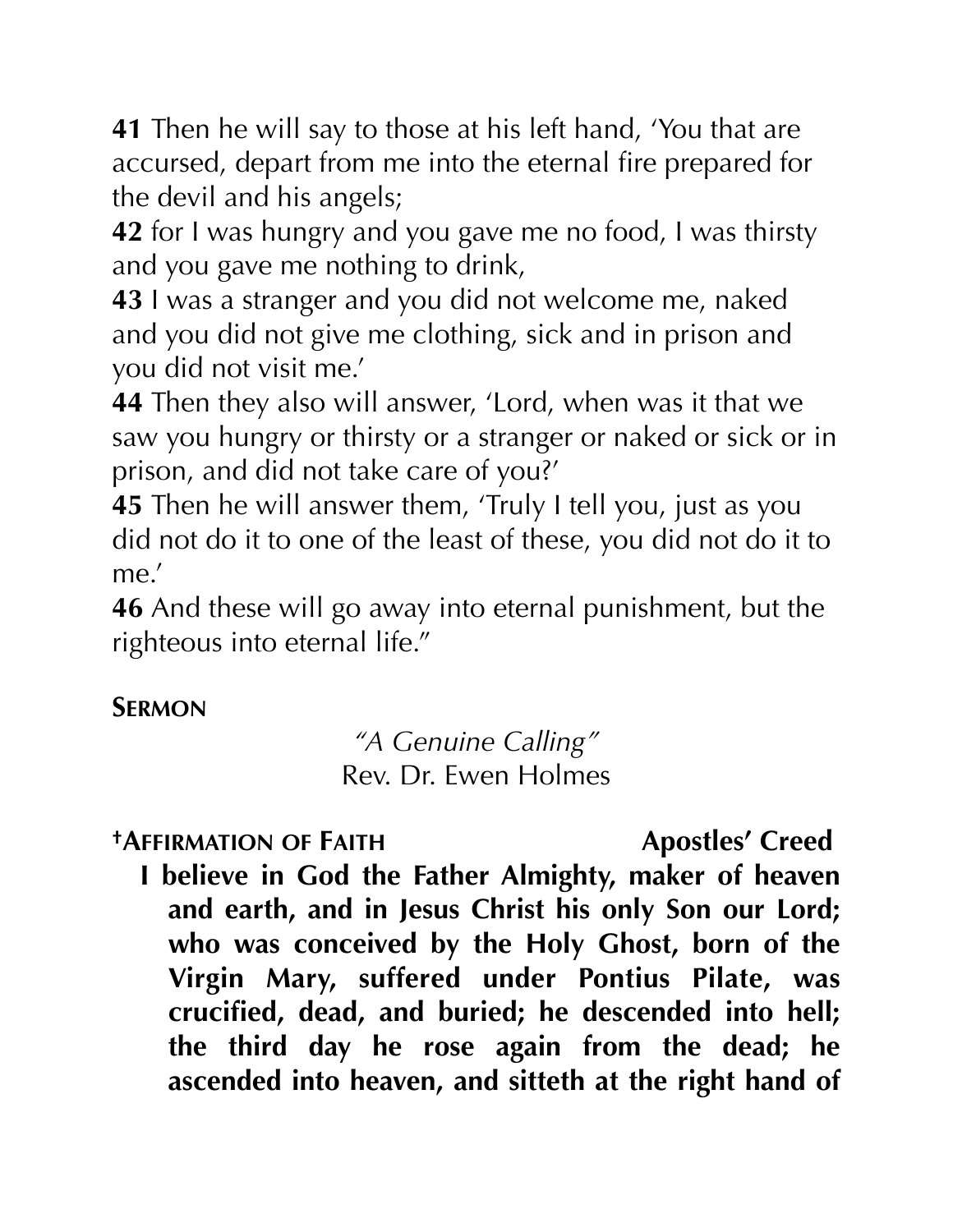**41** Then he will say to those at his left hand, 'You that are accursed, depart from me into the eternal fire prepared for the devil and his angels;

**42** for I was hungry and you gave me no food, I was thirsty and you gave me nothing to drink,

**43** I was a stranger and you did not welcome me, naked and you did not give me clothing, sick and in prison and you did not visit me.'

**44** Then they also will answer, 'Lord, when was it that we saw you hungry or thirsty or a stranger or naked or sick or in prison, and did not take care of you?'

**45** Then he will answer them, 'Truly I tell you, just as you did not do it to one of the least of these, you did not do it to me.'

**46** And these will go away into eternal punishment, but the righteous into eternal life."

**SERMON**

*"A Genuine Calling"*
Rev. Dr. Ewen Holmes

**†AFFIRMATION OF FAITH** **Apostles' Creed**

**I believe in God the Father Almighty, maker of heaven and earth, and in Jesus Christ his only Son our Lord; who was conceived by the Holy Ghost, born of the Virgin Mary, suffered under Pontius Pilate, was crucified, dead, and buried; he descended into hell; the third day he rose again from the dead; he ascended into heaven, and sitteth at the right hand of**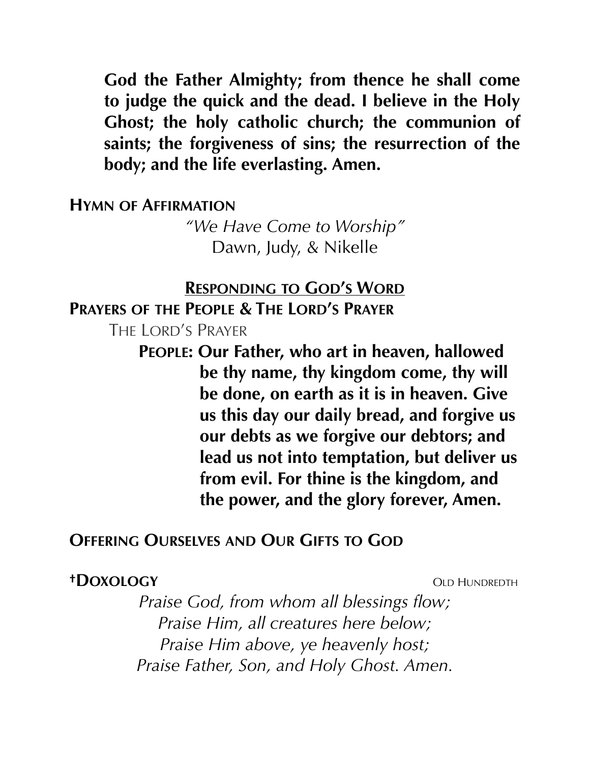**God the Father Almighty; from thence he shall come to judge the quick and the dead. I believe in the Holy Ghost; the holy catholic church; the communion of saints; the forgiveness of sins; the resurrection of the body; and the life everlasting. Amen.**

**HYMN OF AFFIRMATION**

*"We Have Come to Worship"*
Dawn, Judy, & Nikelle

## RESPONDING TO GOD'S WORD

**PRAYERS OF THE PEOPLE & THE LORD'S PRAYER**

THE LORD'S PRAYER

**PEOPLE: Our Father, who art in heaven, hallowed be thy name, thy kingdom come, thy will be done, on earth as it is in heaven. Give us this day our daily bread, and forgive us our debts as we forgive our debtors; and lead us not into temptation, but deliver us from evil. For thine is the kingdom, and the power, and the glory forever, Amen.**

**OFFERING OURSELVES AND OUR GIFTS TO GOD**

**†DOXOLOGY** OLD HUNDREDTH

*Praise God, from whom all blessings flow;*
*Praise Him, all creatures here below;*
*Praise Him above, ye heavenly host;*
*Praise Father, Son, and Holy Ghost. Amen.*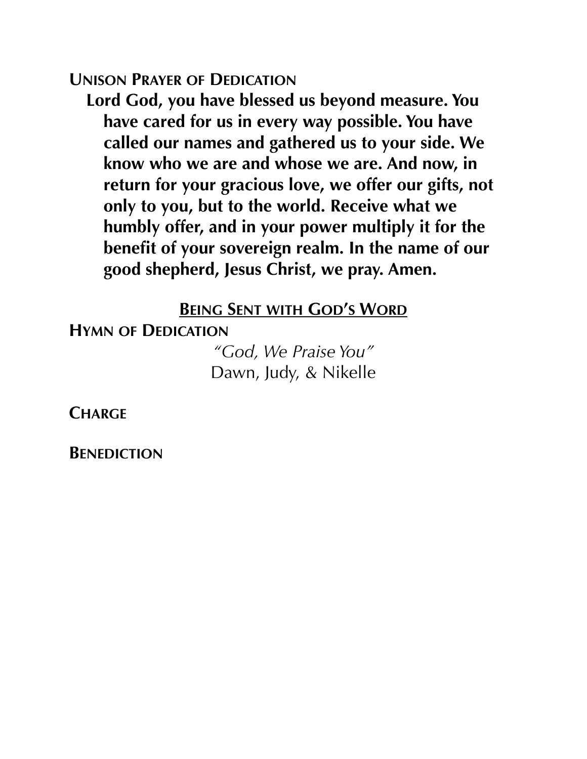**Unison Prayer of Dedication**

**Lord God, you have blessed us beyond measure. You have cared for us in every way possible. You have called our names and gathered us to your side. We know who we are and whose we are. And now, in return for your gracious love, we offer our gifts, not only to you, but to the world. Receive what we humbly offer, and in your power multiply it for the benefit of your sovereign realm. In the name of our good shepherd, Jesus Christ, we pray. Amen.**

## Being Sent with God's Word

**Hymn of Dedication**

*"God, We Praise You"*
Dawn, Judy, & Nikelle

**Charge**

**Benediction**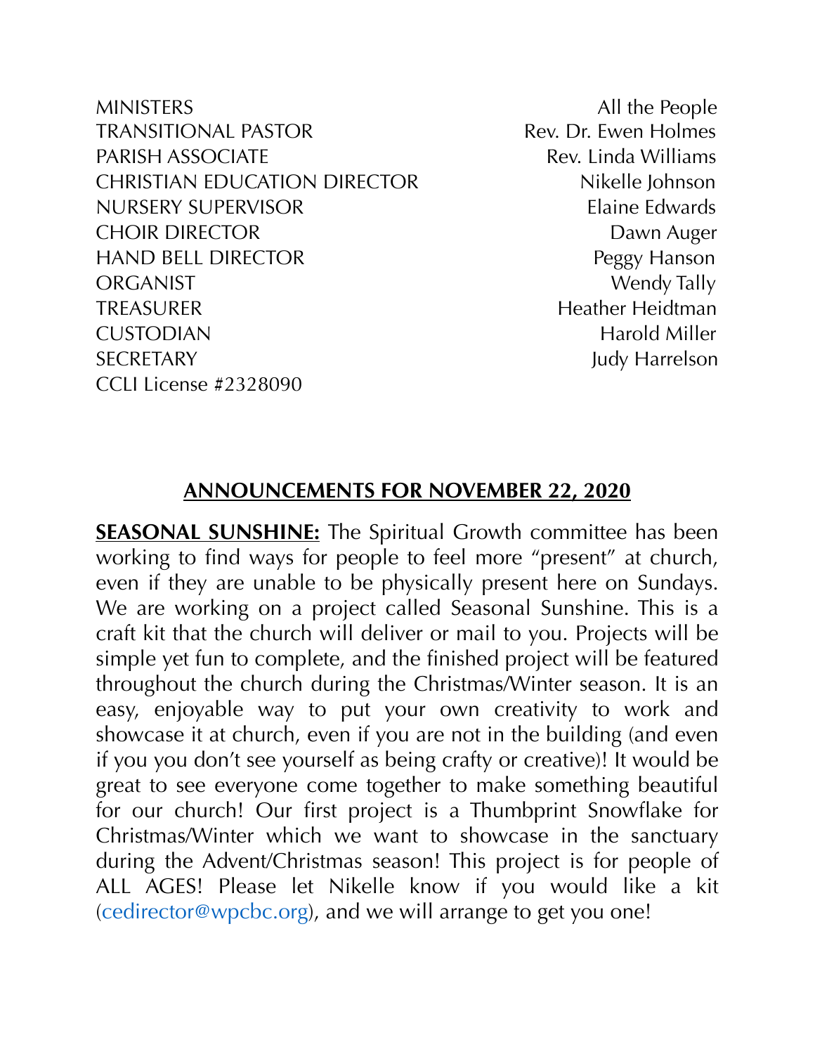| | |
|---|---|
| MINISTERS | All the People |
| TRANSITIONAL PASTOR | Rev. Dr. Ewen Holmes |
| PARISH ASSOCIATE | Rev. Linda Williams |
| CHRISTIAN EDUCATION DIRECTOR | Nikelle Johnson |
| NURSERY SUPERVISOR | Elaine Edwards |
| CHOIR DIRECTOR | Dawn Auger |
| HAND BELL DIRECTOR | Peggy Hanson |
| ORGANIST | Wendy Tally |
| TREASURER | Heather Heidtman |
| CUSTODIAN | Harold Miller |
| SECRETARY | Judy Harrelson |

CCLI License #2328090

## ANNOUNCEMENTS FOR NOVEMBER 22, 2020

**SEASONAL SUNSHINE:** The Spiritual Growth committee has been working to find ways for people to feel more "present" at church, even if they are unable to be physically present here on Sundays. We are working on a project called Seasonal Sunshine. This is a craft kit that the church will deliver or mail to you. Projects will be simple yet fun to complete, and the finished project will be featured throughout the church during the Christmas/Winter season. It is an easy, enjoyable way to put your own creativity to work and showcase it at church, even if you are not in the building (and even if you you don't see yourself as being crafty or creative)! It would be great to see everyone come together to make something beautiful for our church! Our first project is a Thumbprint Snowflake for Christmas/Winter which we want to showcase in the sanctuary during the Advent/Christmas season! This project is for people of ALL AGES! Please let Nikelle know if you would like a kit (cedirector@wpcbc.org), and we will arrange to get you one!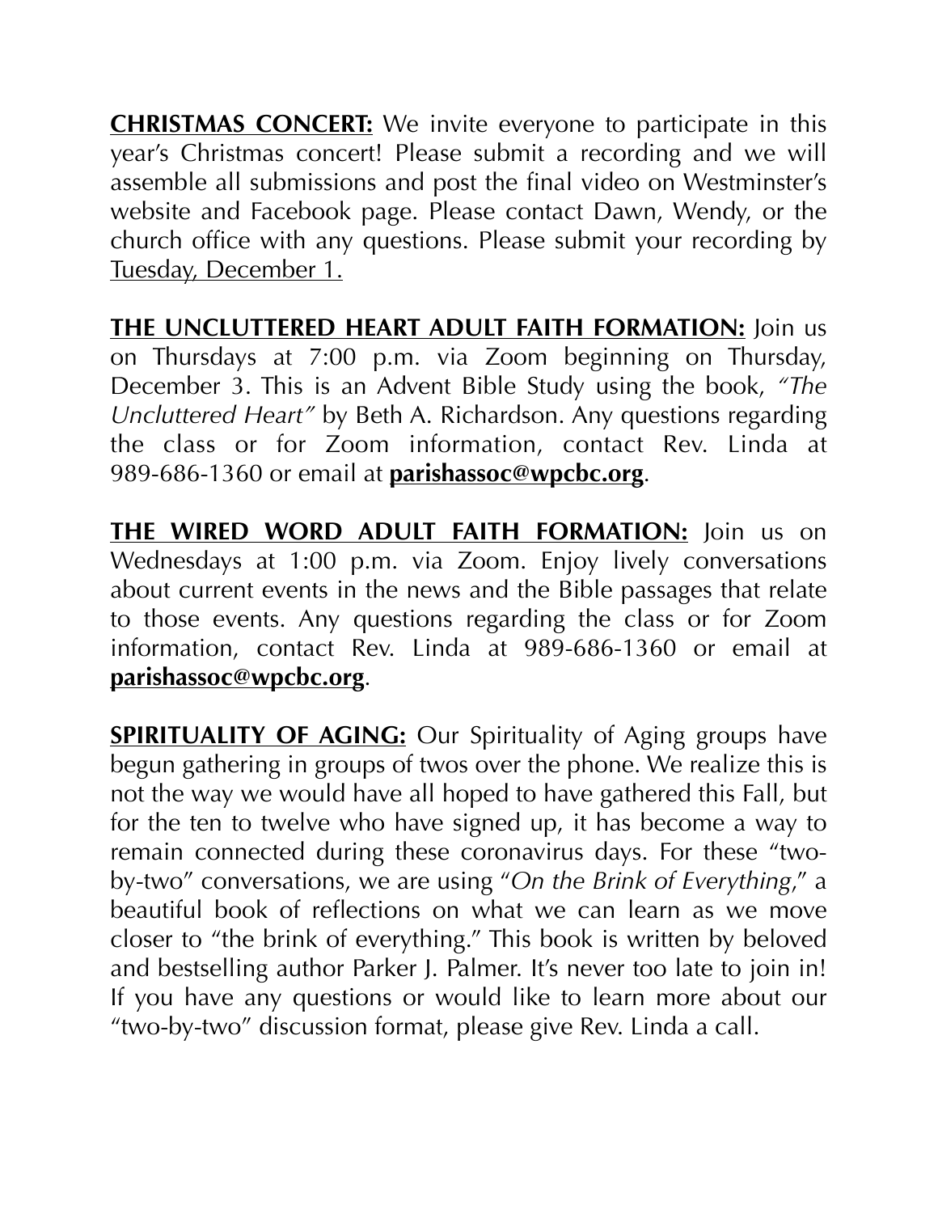**CHRISTMAS CONCERT:** We invite everyone to participate in this year's Christmas concert! Please submit a recording and we will assemble all submissions and post the final video on Westminster's website and Facebook page. Please contact Dawn, Wendy, or the church office with any questions. Please submit your recording by Tuesday, December 1.

**THE UNCLUTTERED HEART ADULT FAITH FORMATION:** Join us on Thursdays at 7:00 p.m. via Zoom beginning on Thursday, December 3. This is an Advent Bible Study using the book, *"The Uncluttered Heart"* by Beth A. Richardson. Any questions regarding the class or for Zoom information, contact Rev. Linda at 989-686-1360 or email at **parishassoc@wpcbc.org**.

**THE WIRED WORD ADULT FAITH FORMATION:** Join us on Wednesdays at 1:00 p.m. via Zoom. Enjoy lively conversations about current events in the news and the Bible passages that relate to those events. Any questions regarding the class or for Zoom information, contact Rev. Linda at 989-686-1360 or email at **parishassoc@wpcbc.org**.

**SPIRITUALITY OF AGING:** Our Spirituality of Aging groups have begun gathering in groups of twos over the phone. We realize this is not the way we would have all hoped to have gathered this Fall, but for the ten to twelve who have signed up, it has become a way to remain connected during these coronavirus days. For these "two-by-two" conversations, we are using "*On the Brink of Everything*," a beautiful book of reflections on what we can learn as we move closer to "the brink of everything." This book is written by beloved and bestselling author Parker J. Palmer. It's never too late to join in! If you have any questions or would like to learn more about our "two-by-two" discussion format, please give Rev. Linda a call.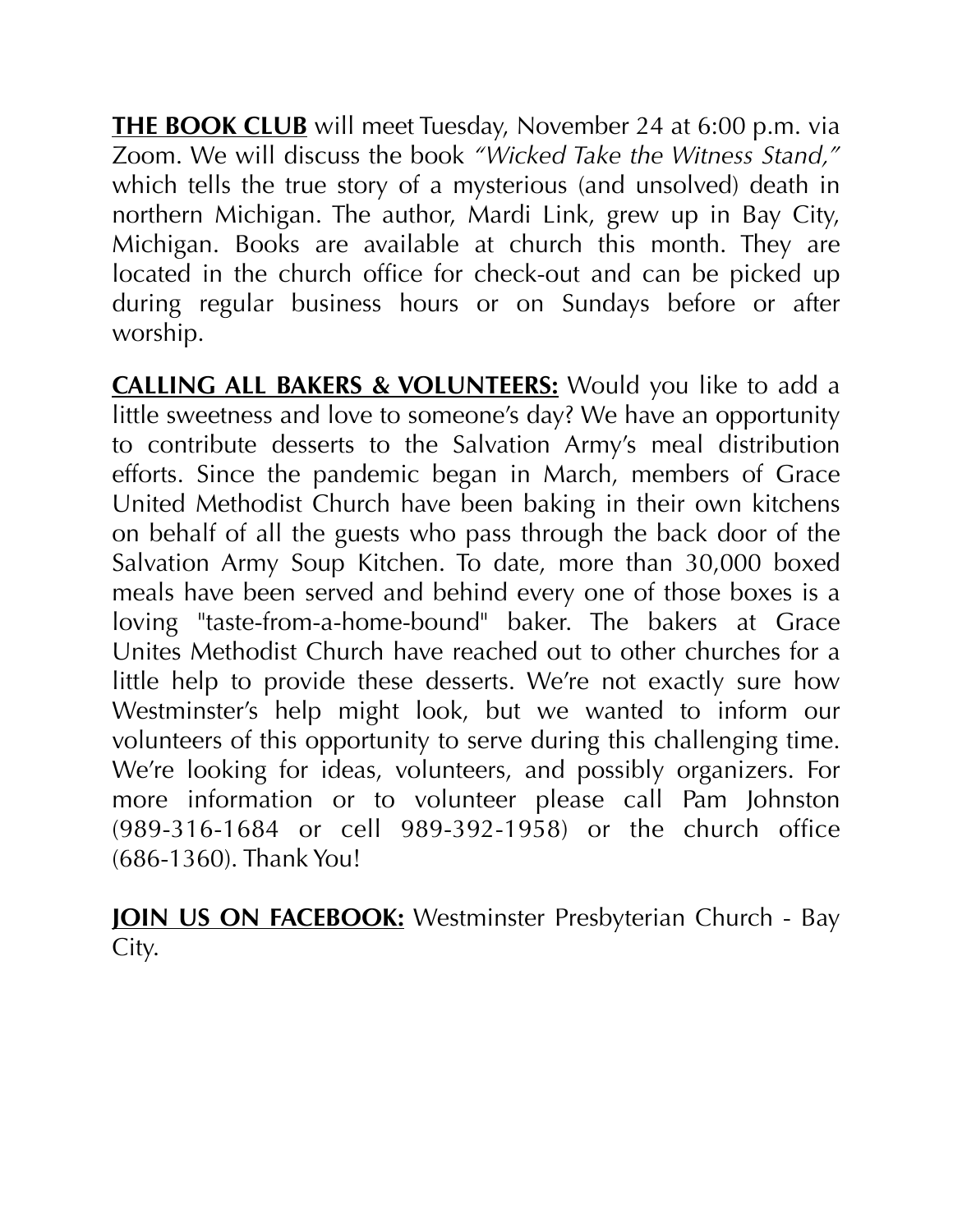**<u>THE BOOK CLUB</u>** will meet Tuesday, November 24 at 6:00 p.m. via Zoom. We will discuss the book *"Wicked Take the Witness Stand,"* which tells the true story of a mysterious (and unsolved) death in northern Michigan. The author, Mardi Link, grew up in Bay City, Michigan. Books are available at church this month. They are located in the church office for check-out and can be picked up during regular business hours or on Sundays before or after worship.

**<u>CALLING ALL BAKERS & VOLUNTEERS:</u>** Would you like to add a little sweetness and love to someone's day? We have an opportunity to contribute desserts to the Salvation Army's meal distribution efforts. Since the pandemic began in March, members of Grace United Methodist Church have been baking in their own kitchens on behalf of all the guests who pass through the back door of the Salvation Army Soup Kitchen. To date, more than 30,000 boxed meals have been served and behind every one of those boxes is a loving "taste-from-a-home-bound" baker. The bakers at Grace Unites Methodist Church have reached out to other churches for a little help to provide these desserts. We're not exactly sure how Westminster's help might look, but we wanted to inform our volunteers of this opportunity to serve during this challenging time. We're looking for ideas, volunteers, and possibly organizers. For more information or to volunteer please call Pam Johnston (989-316-1684 or cell 989-392-1958) or the church office (686-1360). Thank You!

**<u>JOIN US ON FACEBOOK:</u>** Westminster Presbyterian Church - Bay City.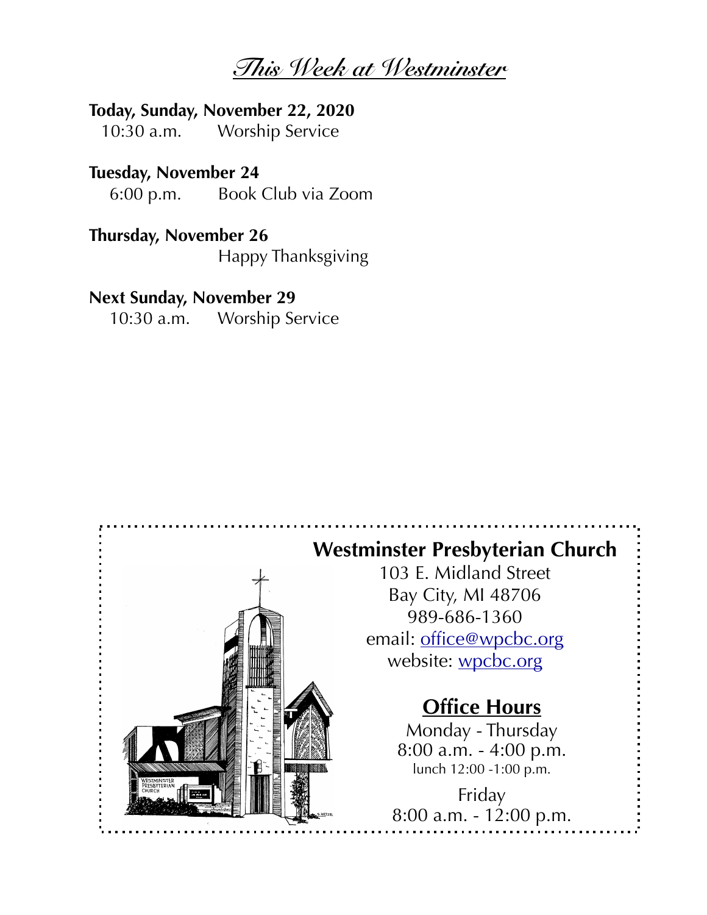# *This Week at Westminster*

**Today, Sunday, November 22, 2020**
10:30 a.m. Worship Service

**Tuesday, November 24**
6:00 p.m. Book Club via Zoom

**Thursday, November 26**
Happy Thanksgiving

**Next Sunday, November 29**
10:30 a.m. Worship Service

## Westminster Presbyterian Church

103 E. Midland Street
Bay City, MI 48706
989-686-1360
email: office@wpcbc.org
website: wpcbc.org

### Office Hours

Monday - Thursday
8:00 a.m. - 4:00 p.m.
lunch 12:00 -1:00 p.m.

Friday
8:00 a.m. - 12:00 p.m.